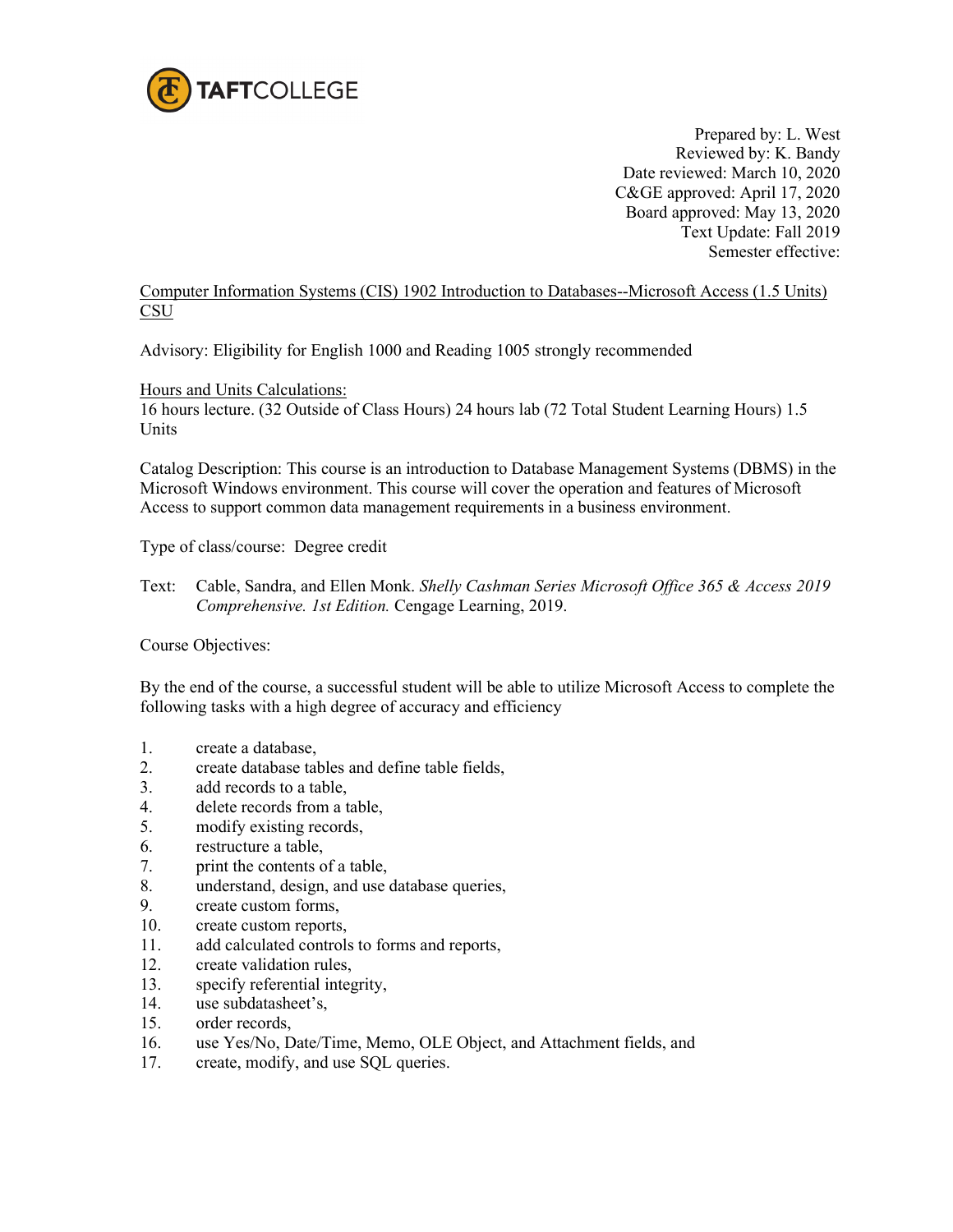TAFTCOLLEGE

Prepared by: L. West
Reviewed by: K. Bandy
Date reviewed: March 10, 2020
C&GE approved: April 17, 2020
Board approved: May 13, 2020
Text Update: Fall 2019
Semester effective:

Computer Information Systems (CIS) 1902 Introduction to Databases--Microsoft Access (1.5 Units) CSU

Advisory: Eligibility for English 1000 and Reading 1005 strongly recommended

Hours and Units Calculations:
16 hours lecture. (32 Outside of Class Hours) 24 hours lab (72 Total Student Learning Hours) 1.5 Units

Catalog Description: This course is an introduction to Database Management Systems (DBMS) in the Microsoft Windows environment. This course will cover the operation and features of Microsoft Access to support common data management requirements in a business environment.

Type of class/course: Degree credit

Text: Cable, Sandra, and Ellen Monk. *Shelly Cashman Series Microsoft Office 365 & Access 2019 Comprehensive. 1st Edition.* Cengage Learning, 2019.

Course Objectives:

By the end of the course, a successful student will be able to utilize Microsoft Access to complete the following tasks with a high degree of accuracy and efficiency

1. create a database,
2. create database tables and define table fields,
3. add records to a table,
4. delete records from a table,
5. modify existing records,
6. restructure a table,
7. print the contents of a table,
8. understand, design, and use database queries,
9. create custom forms,
10. create custom reports,
11. add calculated controls to forms and reports,
12. create validation rules,
13. specify referential integrity,
14. use subdatasheet's,
15. order records,
16. use Yes/No, Date/Time, Memo, OLE Object, and Attachment fields, and
17. create, modify, and use SQL queries.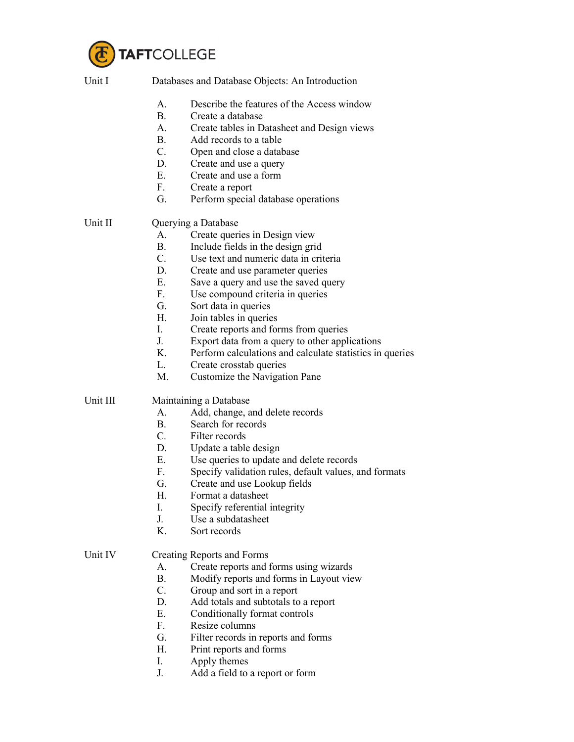Unit I Databases and Database Objects: An Introduction

A. Describe the features of the Access window
B. Create a database
A. Create tables in Datasheet and Design views
B. Add records to a table
C. Open and close a database
D. Create and use a query
E. Create and use a form
F. Create a report
G. Perform special database operations

Unit II Querying a Database

A. Create queries in Design view
B. Include fields in the design grid
C. Use text and numeric data in criteria
D. Create and use parameter queries
E. Save a query and use the saved query
F. Use compound criteria in queries
G. Sort data in queries
H. Join tables in queries
I. Create reports and forms from queries
J. Export data from a query to other applications
K. Perform calculations and calculate statistics in queries
L. Create crosstab queries
M. Customize the Navigation Pane

Unit III Maintaining a Database

A. Add, change, and delete records
B. Search for records
C. Filter records
D. Update a table design
E. Use queries to update and delete records
F. Specify validation rules, default values, and formats
G. Create and use Lookup fields
H. Format a datasheet
I. Specify referential integrity
J. Use a subdatasheet
K. Sort records

Unit IV Creating Reports and Forms

A. Create reports and forms using wizards
B. Modify reports and forms in Layout view
C. Group and sort in a report
D. Add totals and subtotals to a report
E. Conditionally format controls
F. Resize columns
G. Filter records in reports and forms
H. Print reports and forms
I. Apply themes
J. Add a field to a report or form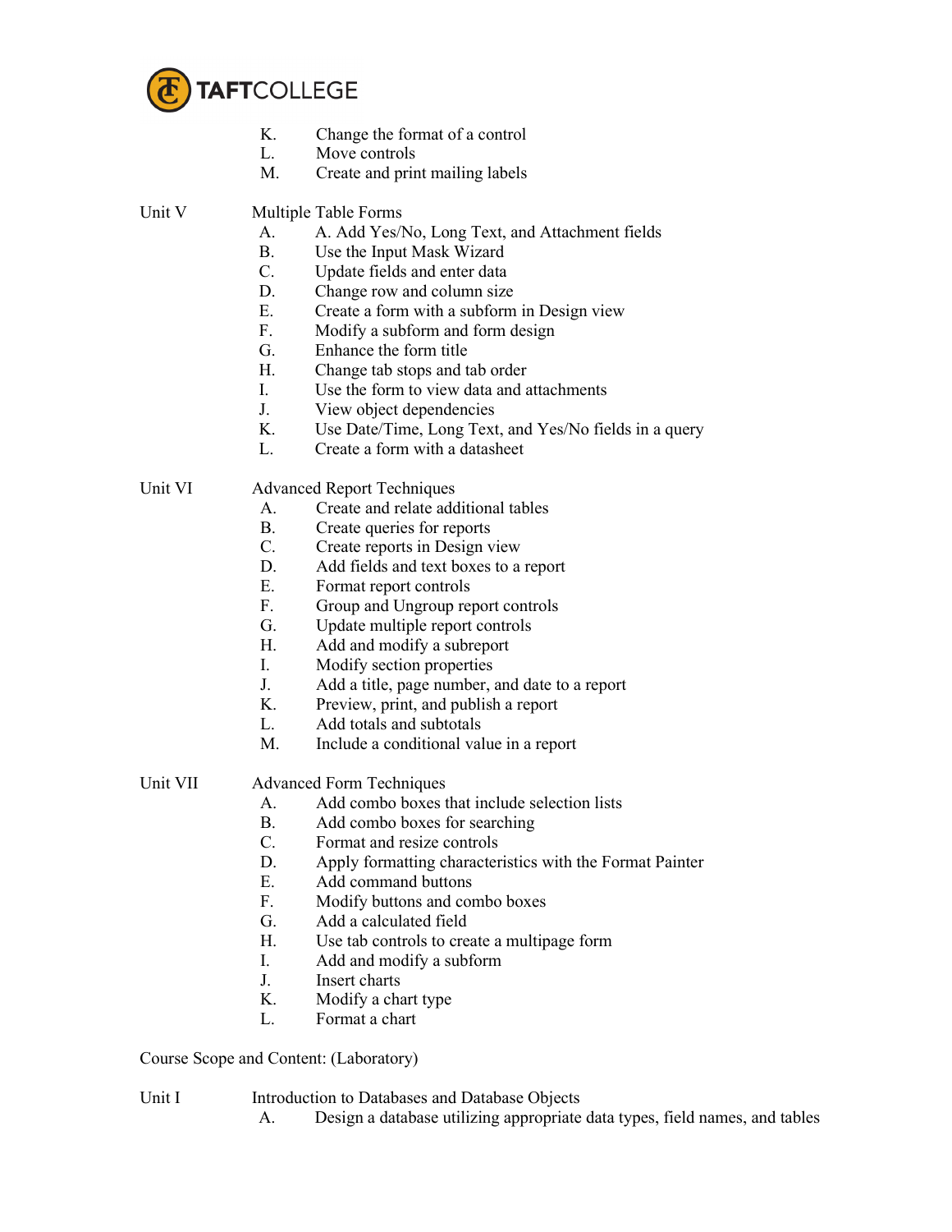K. Change the format of a control
L. Move controls
M. Create and print mailing labels

Unit V Multiple Table Forms

A. A. Add Yes/No, Long Text, and Attachment fields
B. Use the Input Mask Wizard
C. Update fields and enter data
D. Change row and column size
E. Create a form with a subform in Design view
F. Modify a subform and form design
G. Enhance the form title
H. Change tab stops and tab order
I. Use the form to view data and attachments
J. View object dependencies
K. Use Date/Time, Long Text, and Yes/No fields in a query
L. Create a form with a datasheet

Unit VI Advanced Report Techniques

A. Create and relate additional tables
B. Create queries for reports
C. Create reports in Design view
D. Add fields and text boxes to a report
E. Format report controls
F. Group and Ungroup report controls
G. Update multiple report controls
H. Add and modify a subreport
I. Modify section properties
J. Add a title, page number, and date to a report
K. Preview, print, and publish a report
L. Add totals and subtotals
M. Include a conditional value in a report

Unit VII Advanced Form Techniques

A. Add combo boxes that include selection lists
B. Add combo boxes for searching
C. Format and resize controls
D. Apply formatting characteristics with the Format Painter
E. Add command buttons
F. Modify buttons and combo boxes
G. Add a calculated field
H. Use tab controls to create a multipage form
I. Add and modify a subform
J. Insert charts
K. Modify a chart type
L. Format a chart

Course Scope and Content: (Laboratory)

Unit I Introduction to Databases and Database Objects

A. Design a database utilizing appropriate data types, field names, and tables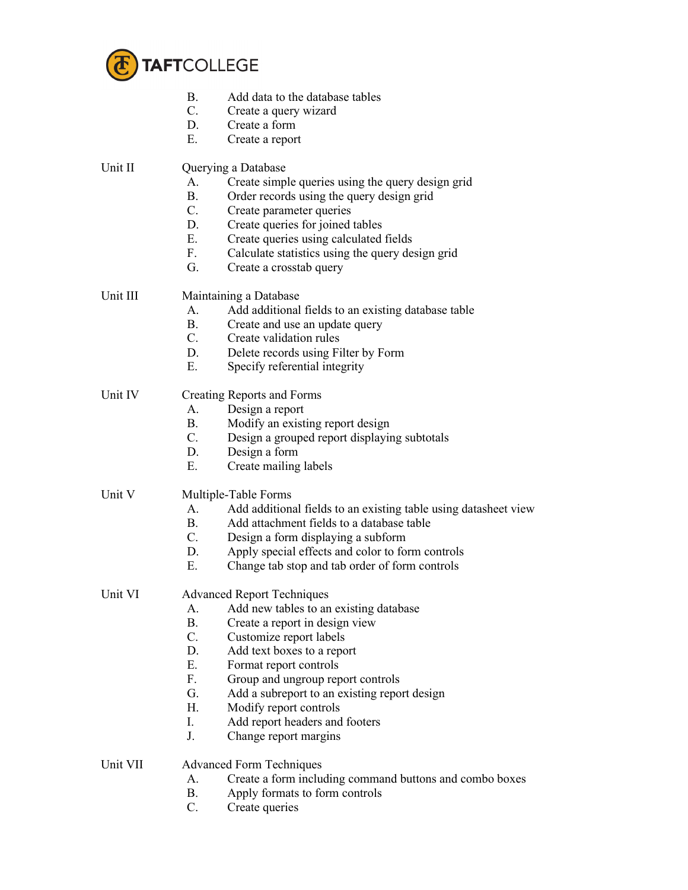B. Add data to the database tables
C. Create a query wizard
D. Create a form
E. Create a report

Unit II Querying a Database

A. Create simple queries using the query design grid
B. Order records using the query design grid
C. Create parameter queries
D. Create queries for joined tables
E. Create queries using calculated fields
F. Calculate statistics using the query design grid
G. Create a crosstab query

Unit III Maintaining a Database

A. Add additional fields to an existing database table
B. Create and use an update query
C. Create validation rules
D. Delete records using Filter by Form
E. Specify referential integrity

Unit IV Creating Reports and Forms

A. Design a report
B. Modify an existing report design
C. Design a grouped report displaying subtotals
D. Design a form
E. Create mailing labels

Unit V Multiple-Table Forms

A. Add additional fields to an existing table using datasheet view
B. Add attachment fields to a database table
C. Design a form displaying a subform
D. Apply special effects and color to form controls
E. Change tab stop and tab order of form controls

Unit VI Advanced Report Techniques

A. Add new tables to an existing database
B. Create a report in design view
C. Customize report labels
D. Add text boxes to a report
E. Format report controls
F. Group and ungroup report controls
G. Add a subreport to an existing report design
H. Modify report controls
I. Add report headers and footers
J. Change report margins

Unit VII Advanced Form Techniques

A. Create a form including command buttons and combo boxes
B. Apply formats to form controls
C. Create queries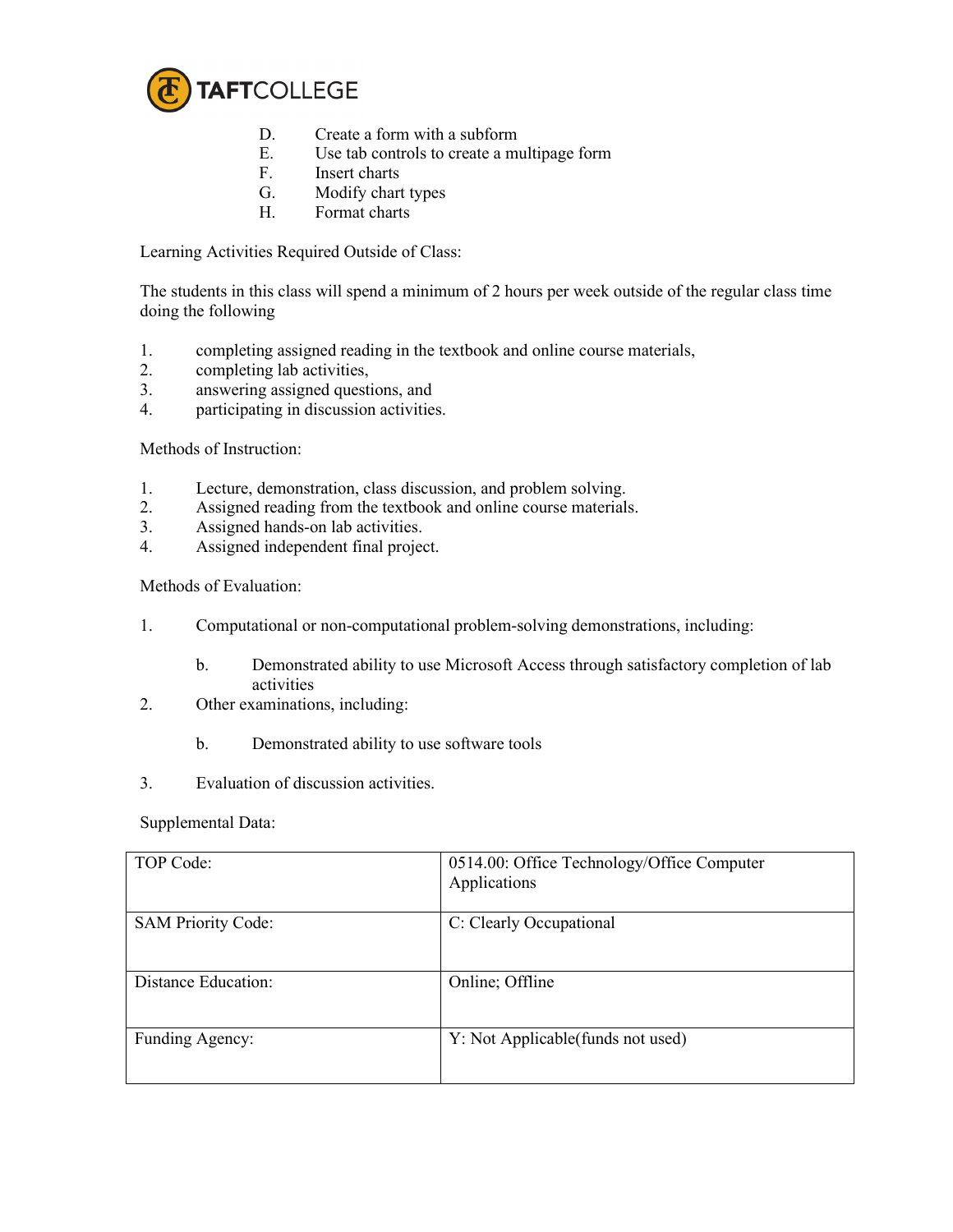D. Create a form with a subform
E. Use tab controls to create a multipage form
F. Insert charts
G. Modify chart types
H. Format charts

Learning Activities Required Outside of Class:

The students in this class will spend a minimum of 2 hours per week outside of the regular class time doing the following

1. completing assigned reading in the textbook and online course materials,
2. completing lab activities,
3. answering assigned questions, and
4. participating in discussion activities.

Methods of Instruction:

1. Lecture, demonstration, class discussion, and problem solving.
2. Assigned reading from the textbook and online course materials.
3. Assigned hands-on lab activities.
4. Assigned independent final project.

Methods of Evaluation:

1. Computational or non-computational problem-solving demonstrations, including:

    b. Demonstrated ability to use Microsoft Access through satisfactory completion of lab activities

2. Other examinations, including:

    b. Demonstrated ability to use software tools

3. Evaluation of discussion activities.

Supplemental Data:

| | |
|---|---|
| TOP Code: | 0514.00: Office Technology/Office Computer Applications |
| SAM Priority Code: | C: Clearly Occupational |
| Distance Education: | Online; Offline |
| Funding Agency: | Y: Not Applicable(funds not used) |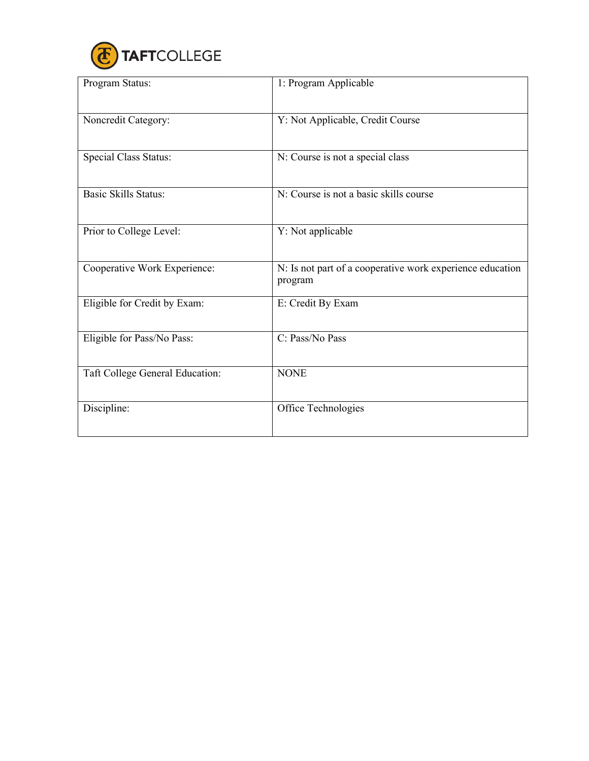| | |
|---|---|
| Program Status: | 1: Program Applicable |
| Noncredit Category: | Y: Not Applicable, Credit Course |
| Special Class Status: | N: Course is not a special class |
| Basic Skills Status: | N: Course is not a basic skills course |
| Prior to College Level: | Y: Not applicable |
| Cooperative Work Experience: | N: Is not part of a cooperative work experience education program |
| Eligible for Credit by Exam: | E: Credit By Exam |
| Eligible for Pass/No Pass: | C: Pass/No Pass |
| Taft College General Education: | NONE |
| Discipline: | Office Technologies |